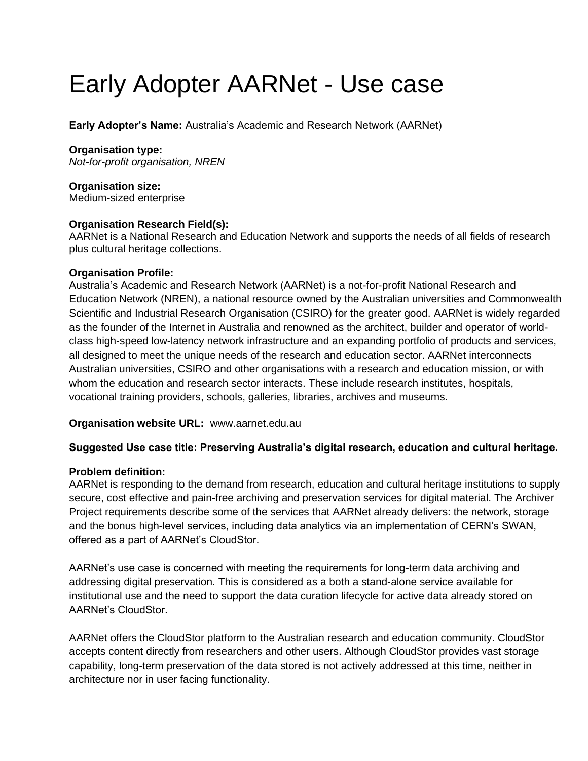# Early Adopter AARNet - Use case

**Early Adopter's Name:** Australia's Academic and Research Network (AARNet)

**Organisation type:**
*Not-for-profit organisation, NREN*

**Organisation size:**
Medium-sized enterprise

**Organisation Research Field(s):**
AARNet is a National Research and Education Network and supports the needs of all fields of research plus cultural heritage collections.

**Organisation Profile:**
Australia's Academic and Research Network (AARNet) is a not-for-profit National Research and Education Network (NREN), a national resource owned by the Australian universities and Commonwealth Scientific and Industrial Research Organisation (CSIRO) for the greater good. AARNet is widely regarded as the founder of the Internet in Australia and renowned as the architect, builder and operator of world-class high-speed low-latency network infrastructure and an expanding portfolio of products and services, all designed to meet the unique needs of the research and education sector. AARNet interconnects Australian universities, CSIRO and other organisations with a research and education mission, or with whom the education and research sector interacts. These include research institutes, hospitals, vocational training providers, schools, galleries, libraries, archives and museums.

**Organisation website URL:** www.aarnet.edu.au

**Suggested Use case title: Preserving Australia's digital research, education and cultural heritage.**

**Problem definition:**
AARNet is responding to the demand from research, education and cultural heritage institutions to supply secure, cost effective and pain-free archiving and preservation services for digital material. The Archiver Project requirements describe some of the services that AARNet already delivers: the network, storage and the bonus high-level services, including data analytics via an implementation of CERN's SWAN, offered as a part of AARNet's CloudStor.

AARNet's use case is concerned with meeting the requirements for long-term data archiving and addressing digital preservation. This is considered as a both a stand-alone service available for institutional use and the need to support the data curation lifecycle for active data already stored on AARNet's CloudStor.

AARNet offers the CloudStor platform to the Australian research and education community. CloudStor accepts content directly from researchers and other users. Although CloudStor provides vast storage capability, long-term preservation of the data stored is not actively addressed at this time, neither in architecture nor in user facing functionality.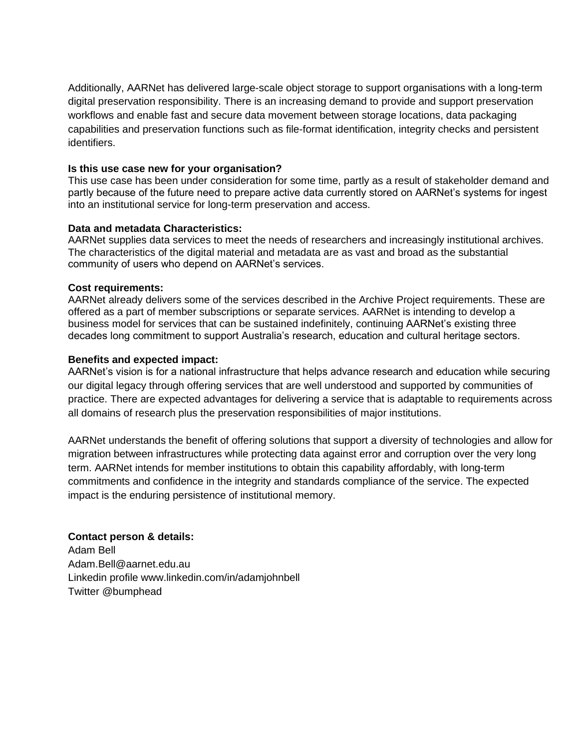Additionally, AARNet has delivered large-scale object storage to support organisations with a long-term digital preservation responsibility. There is an increasing demand to provide and support preservation workflows and enable fast and secure data movement between storage locations, data packaging capabilities and preservation functions such as file-format identification, integrity checks and persistent identifiers.

**Is this use case new for your organisation?**
This use case has been under consideration for some time, partly as a result of stakeholder demand and partly because of the future need to prepare active data currently stored on AARNet's systems for ingest into an institutional service for long-term preservation and access.

**Data and metadata Characteristics:**
AARNet supplies data services to meet the needs of researchers and increasingly institutional archives. The characteristics of the digital material and metadata are as vast and broad as the substantial community of users who depend on AARNet's services.

**Cost requirements:**
AARNet already delivers some of the services described in the Archive Project requirements. These are offered as a part of member subscriptions or separate services. AARNet is intending to develop a business model for services that can be sustained indefinitely, continuing AARNet's existing three decades long commitment to support Australia's research, education and cultural heritage sectors.

**Benefits and expected impact:**
AARNet's vision is for a national infrastructure that helps advance research and education while securing our digital legacy through offering services that are well understood and supported by communities of practice. There are expected advantages for delivering a service that is adaptable to requirements across all domains of research plus the preservation responsibilities of major institutions.

AARNet understands the benefit of offering solutions that support a diversity of technologies and allow for migration between infrastructures while protecting data against error and corruption over the very long term. AARNet intends for member institutions to obtain this capability affordably, with long-term commitments and confidence in the integrity and standards compliance of the service. The expected impact is the enduring persistence of institutional memory.

**Contact person & details:**
Adam Bell
Adam.Bell@aarnet.edu.au
Linkedin profile www.linkedin.com/in/adamjohnbell
Twitter @bumphead